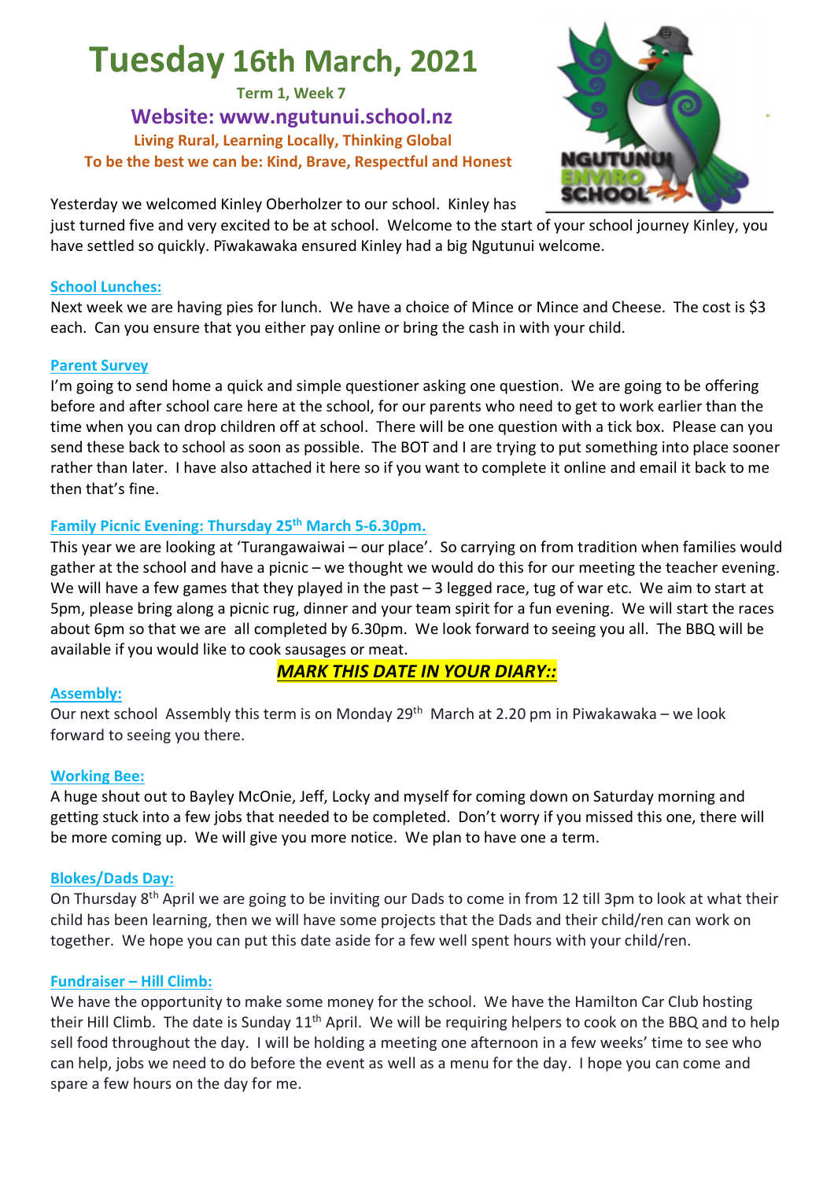# Tuesday 16th March, 2021

**Term 1, Week 7**

**Website: www.ngutunui.school.nz**

**Living Rural, Learning Locally, Thinking Global**

**To be the best we can be: Kind, Brave, Respectful and Honest**

Yesterday we welcomed Kinley Oberholzer to our school. Kinley has just turned five and very excited to be at school. Welcome to the start of your school journey Kinley, you have settled so quickly. Pīwakawaka ensured Kinley had a big Ngutunui welcome.

## School Lunches:

Next week we are having pies for lunch. We have a choice of Mince or Mince and Cheese. The cost is $3 each. Can you ensure that you either pay online or bring the cash in with your child.

## Parent Survey

I'm going to send home a quick and simple questioner asking one question. We are going to be offering before and after school care here at the school, for our parents who need to get to work earlier than the time when you can drop children off at school. There will be one question with a tick box. Please can you send these back to school as soon as possible. The BOT and I are trying to put something into place sooner rather than later. I have also attached it here so if you want to complete it online and email it back to me then that's fine.

## Family Picnic Evening: Thursday 25th March 5-6.30pm.

This year we are looking at 'Turangawaiwai – our place'. So carrying on from tradition when families would gather at the school and have a picnic – we thought we would do this for our meeting the teacher evening. We will have a few games that they played in the past – 3 legged race, tug of war etc. We aim to start at 5pm, please bring along a picnic rug, dinner and your team spirit for a fun evening. We will start the races about 6pm so that we are all completed by 6.30pm. We look forward to seeing you all. The BBQ will be available if you would like to cook sausages or meat.

***MARK THIS DATE IN YOUR DIARY::***

## Assembly:

Our next school Assembly this term is on Monday 29th March at 2.20 pm in Piwakawaka – we look forward to seeing you there.

## Working Bee:

A huge shout out to Bayley McOnie, Jeff, Locky and myself for coming down on Saturday morning and getting stuck into a few jobs that needed to be completed. Don't worry if you missed this one, there will be more coming up. We will give you more notice. We plan to have one a term.

## Blokes/Dads Day:

On Thursday 8th April we are going to be inviting our Dads to come in from 12 till 3pm to look at what their child has been learning, then we will have some projects that the Dads and their child/ren can work on together. We hope you can put this date aside for a few well spent hours with your child/ren.

## Fundraiser – Hill Climb:

We have the opportunity to make some money for the school. We have the Hamilton Car Club hosting their Hill Climb. The date is Sunday 11th April. We will be requiring helpers to cook on the BBQ and to help sell food throughout the day. I will be holding a meeting one afternoon in a few weeks' time to see who can help, jobs we need to do before the event as well as a menu for the day. I hope you can come and spare a few hours on the day for me.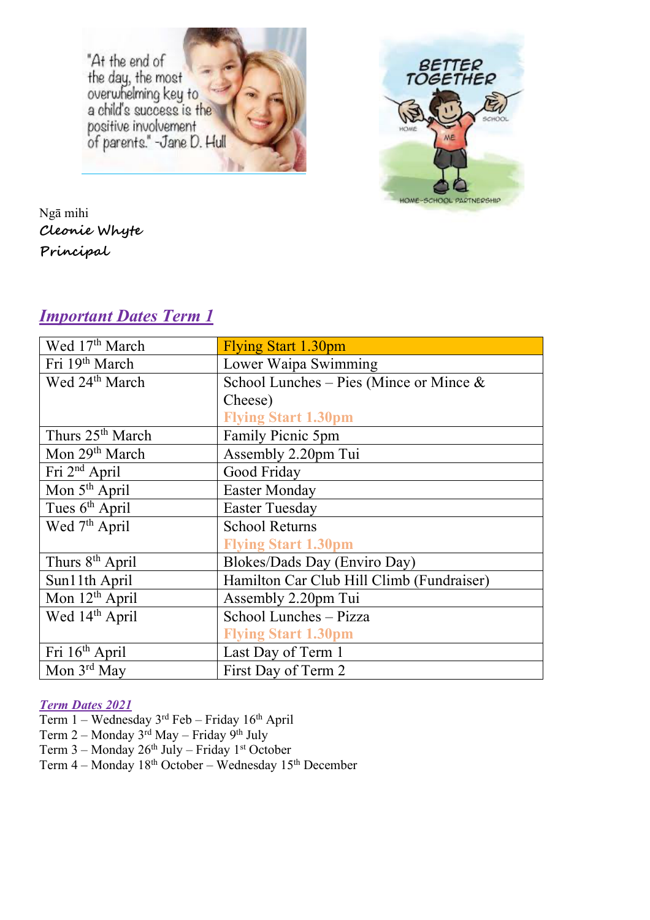Ngā mihi

**Cleonie Whyte**

**Principal**

## *Important Dates Term 1*

| | |
|---|---|
| Wed 17th March | Flying Start 1.30pm |
| Fri 19th March | Lower Waipa Swimming |
| Wed 24th March | School Lunches – Pies (Mince or Mince & Cheese)<br>**Flying Start 1.30pm** |
| Thurs 25th March | Family Picnic 5pm |
| Mon 29th March | Assembly 2.20pm Tui |
| Fri 2nd April | Good Friday |
| Mon 5th April | Easter Monday |
| Tues 6th April | Easter Tuesday |
| Wed 7th April | School Returns<br>**Flying Start 1.30pm** |
| Thurs 8th April | Blokes/Dads Day (Enviro Day) |
| Sun11th April | Hamilton Car Club Hill Climb (Fundraiser) |
| Mon 12th April | Assembly 2.20pm Tui |
| Wed 14th April | School Lunches – Pizza<br>**Flying Start 1.30pm** |
| Fri 16th April | Last Day of Term 1 |
| Mon 3rd May | First Day of Term 2 |

### *Term Dates 2021*

Term 1 – Wednesday 3rd Feb – Friday 16th April
Term 2 – Monday 3rd May – Friday 9th July
Term 3 – Monday 26th July – Friday 1st October
Term 4 – Monday 18th October – Wednesday 15th December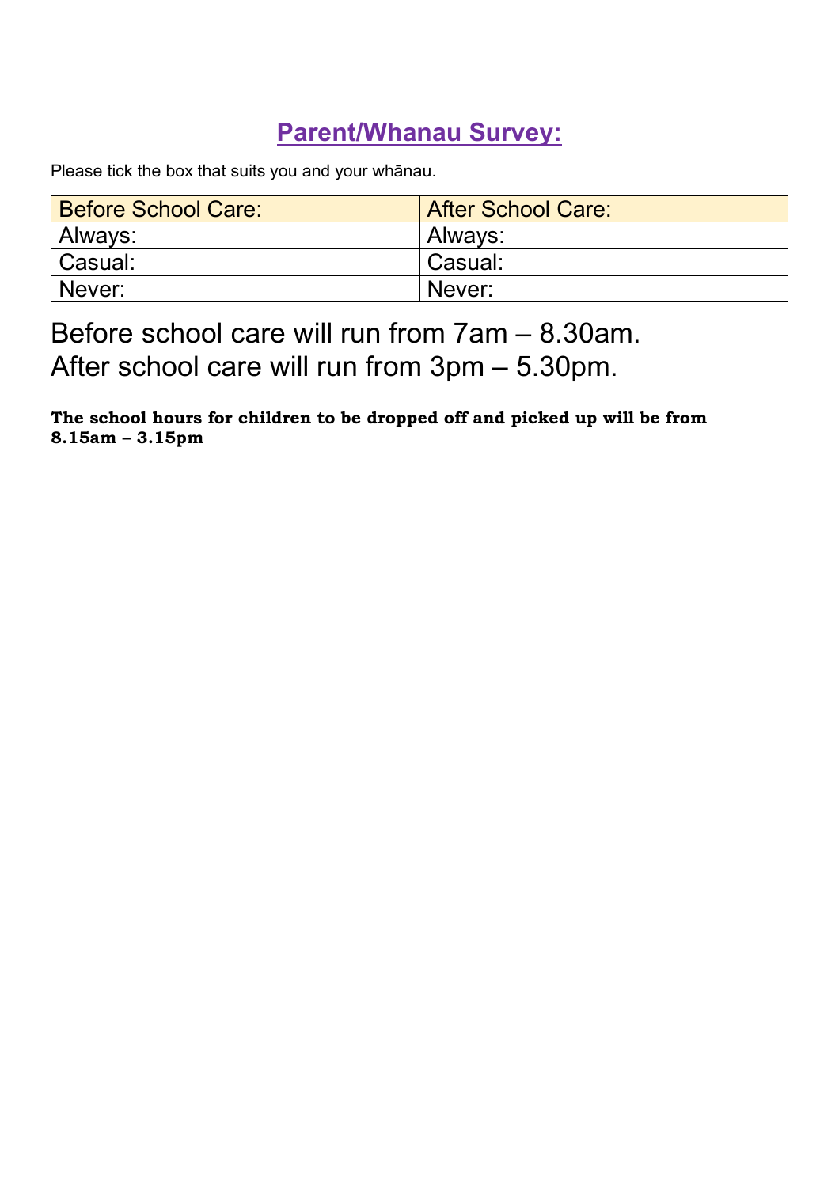# **Parent/Whanau Survey:**

Please tick the box that suits you and your whānau.

| Before School Care: | After School Care: |
|---|---|
| Always: | Always: |
| Casual: | Casual: |
| Never: | Never: |

Before school care will run from 7am – 8.30am.
After school care will run from 3pm – 5.30pm.

**The school hours for children to be dropped off and picked up will be from 8.15am – 3.15pm**